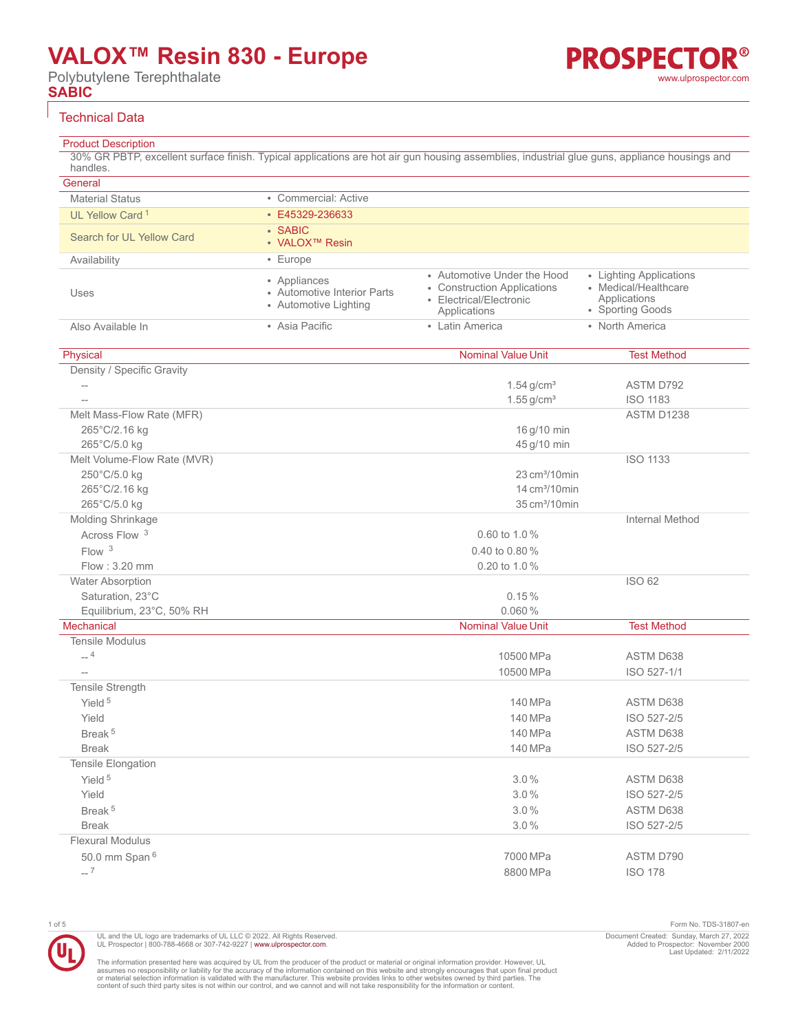# VALOX™ Resin 830 - Europe

Polybutylene Terephthalate

**SABIC**

## Technical Data

### Product Description

30% GR PBTP, excellent surface finish. Typical applications are hot air gun housing assemblies, industrial glue guns, appliance housings and handles.

### General

| | | | |
|---|---|---|---|
| Material Status | • Commercial: Active | | |
| UL Yellow Card [1] | • E45329-236633 | | |
| Search for UL Yellow Card | • SABIC<br>• VALOX™ Resin | | |
| Availability | • Europe | | |
| Uses | • Appliances<br>• Automotive Interior Parts<br>• Automotive Lighting | • Automotive Under the Hood<br>• Construction Applications<br>• Electrical/Electronic Applications | • Lighting Applications<br>• Medical/Healthcare Applications<br>• Sporting Goods |
| Also Available In | • Asia Pacific | • Latin America | • North America |

### Physical

| Physical | Nominal Value Unit | Test Method |
|---|---|---|
| Density / Specific Gravity | | |
| -- | 1.54 g/cm³ | ASTM D792 |
| -- | 1.55 g/cm³ | ISO 1183 |
| Melt Mass-Flow Rate (MFR) | | ASTM D1238 |
| 265°C/2.16 kg | 16 g/10 min | |
| 265°C/5.0 kg | 45 g/10 min | |
| Melt Volume-Flow Rate (MVR) | | ISO 1133 |
| 250°C/5.0 kg | 23 cm³/10min | |
| 265°C/2.16 kg | 14 cm³/10min | |
| 265°C/5.0 kg | 35 cm³/10min | |
| Molding Shrinkage | | Internal Method |
| Across Flow [3] | 0.60 to 1.0 % | |
| Flow [3] | 0.40 to 0.80 % | |
| Flow : 3.20 mm | 0.20 to 1.0 % | |
| Water Absorption | | ISO 62 |
| Saturation, 23°C | 0.15 % | |
| Equilibrium, 23°C, 50% RH | 0.060 % | |

### Mechanical

| Mechanical | Nominal Value Unit | Test Method |
|---|---|---|
| Tensile Modulus | | |
| -- [4] | 10500 MPa | ASTM D638 |
| -- | 10500 MPa | ISO 527-1/1 |
| Tensile Strength | | |
| Yield [5] | 140 MPa | ASTM D638 |
| Yield | 140 MPa | ISO 527-2/5 |
| Break [5] | 140 MPa | ASTM D638 |
| Break | 140 MPa | ISO 527-2/5 |
| Tensile Elongation | | |
| Yield [5] | 3.0 % | ASTM D638 |
| Yield | 3.0 % | ISO 527-2/5 |
| Break [5] | 3.0 % | ASTM D638 |
| Break | 3.0 % | ISO 527-2/5 |
| Flexural Modulus | | |
| 50.0 mm Span [6] | 7000 MPa | ASTM D790 |
| -- [7] | 8800 MPa | ISO 178 |

Form No. TDS-31807-en

UL and the UL logo are trademarks of UL LLC © 2022. All Rights Reserved.
UL Prospector | 800-788-4668 or 307-742-9227 | www.ulprospector.com.

Document Created: Sunday, March 27, 2022
Added to Prospector: November 2000
Last Updated: 2/11/2022

The information presented here was acquired by UL from the producer of the product or material or original information provider. However, UL assumes no responsibility or liability for the accuracy of the information contained on this website and strongly encourages that upon final product or material selection information is validated with the manufacturer. This website provides links to other websites owned by third parties. The content of such third party sites is not within our control, and we cannot and will not take responsibility for the information or content.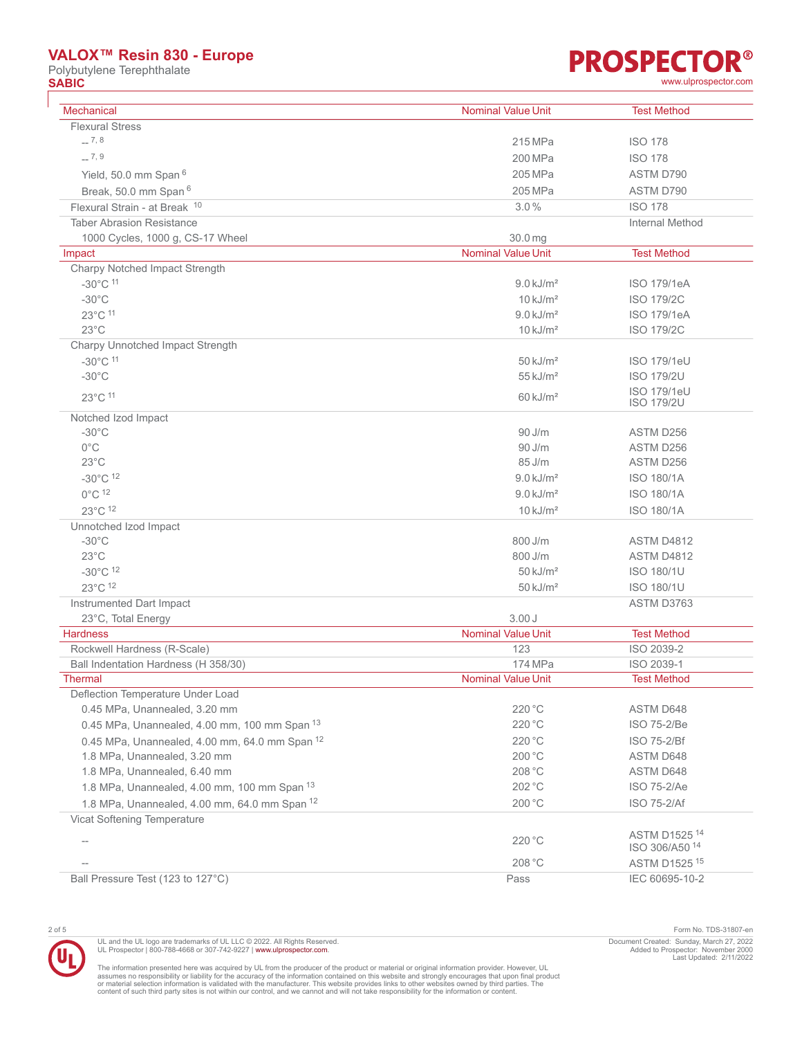| Mechanical | Nominal Value Unit | Test Method |
|---|---|---|
| Flexural Stress | | |
| -- [7, 8] | 215 MPa | ISO 178 |
| -- [7, 9] | 200 MPa | ISO 178 |
| Yield, 50.0 mm Span [6] | 205 MPa | ASTM D790 |
| Break, 50.0 mm Span [6] | 205 MPa | ASTM D790 |
| Flexural Strain - at Break [10] | 3.0 % | ISO 178 |
| Taber Abrasion Resistance | | Internal Method |
| 1000 Cycles, 1000 g, CS-17 Wheel | 30.0 mg | |

| Impact | Nominal Value Unit | Test Method |
|---|---|---|
| Charpy Notched Impact Strength | | |
| -30°C [11] | 9.0 kJ/m² | ISO 179/1eA |
| -30°C | 10 kJ/m² | ISO 179/2C |
| 23°C [11] | 9.0 kJ/m² | ISO 179/1eA |
| 23°C | 10 kJ/m² | ISO 179/2C |
| Charpy Unnotched Impact Strength | | |
| -30°C [11] | 50 kJ/m² | ISO 179/1eU |
| -30°C | 55 kJ/m² | ISO 179/2U |
| 23°C [11] | 60 kJ/m² | ISO 179/1eU ISO 179/2U |
| Notched Izod Impact | | |
| -30°C | 90 J/m | ASTM D256 |
| 0°C | 90 J/m | ASTM D256 |
| 23°C | 85 J/m | ASTM D256 |
| -30°C [12] | 9.0 kJ/m² | ISO 180/1A |
| 0°C [12] | 9.0 kJ/m² | ISO 180/1A |
| 23°C [12] | 10 kJ/m² | ISO 180/1A |
| Unnotched Izod Impact | | |
| -30°C | 800 J/m | ASTM D4812 |
| 23°C | 800 J/m | ASTM D4812 |
| -30°C [12] | 50 kJ/m² | ISO 180/1U |
| 23°C [12] | 50 kJ/m² | ISO 180/1U |
| Instrumented Dart Impact | | ASTM D3763 |
| 23°C, Total Energy | 3.00 J | |

| Hardness | Nominal Value Unit | Test Method |
|---|---|---|
| Rockwell Hardness (R-Scale) | 123 | ISO 2039-2 |
| Ball Indentation Hardness (H 358/30) | 174 MPa | ISO 2039-1 |

| Thermal | Nominal Value Unit | Test Method |
|---|---|---|
| Deflection Temperature Under Load | | |
| 0.45 MPa, Unannealed, 3.20 mm | 220 °C | ASTM D648 |
| 0.45 MPa, Unannealed, 4.00 mm, 100 mm Span [13] | 220 °C | ISO 75-2/Be |
| 0.45 MPa, Unannealed, 4.00 mm, 64.0 mm Span [12] | 220 °C | ISO 75-2/Bf |
| 1.8 MPa, Unannealed, 3.20 mm | 200 °C | ASTM D648 |
| 1.8 MPa, Unannealed, 6.40 mm | 208 °C | ASTM D648 |
| 1.8 MPa, Unannealed, 4.00 mm, 100 mm Span [13] | 202 °C | ISO 75-2/Ae |
| 1.8 MPa, Unannealed, 4.00 mm, 64.0 mm Span [12] | 200 °C | ISO 75-2/Af |
| Vicat Softening Temperature | | |
| -- | 220 °C | ASTM D1525 [14] ISO 306/A50 [14] |
| -- | 208 °C | ASTM D1525 [15] |
| Ball Pressure Test (123 to 127°C) | Pass | IEC 60695-10-2 |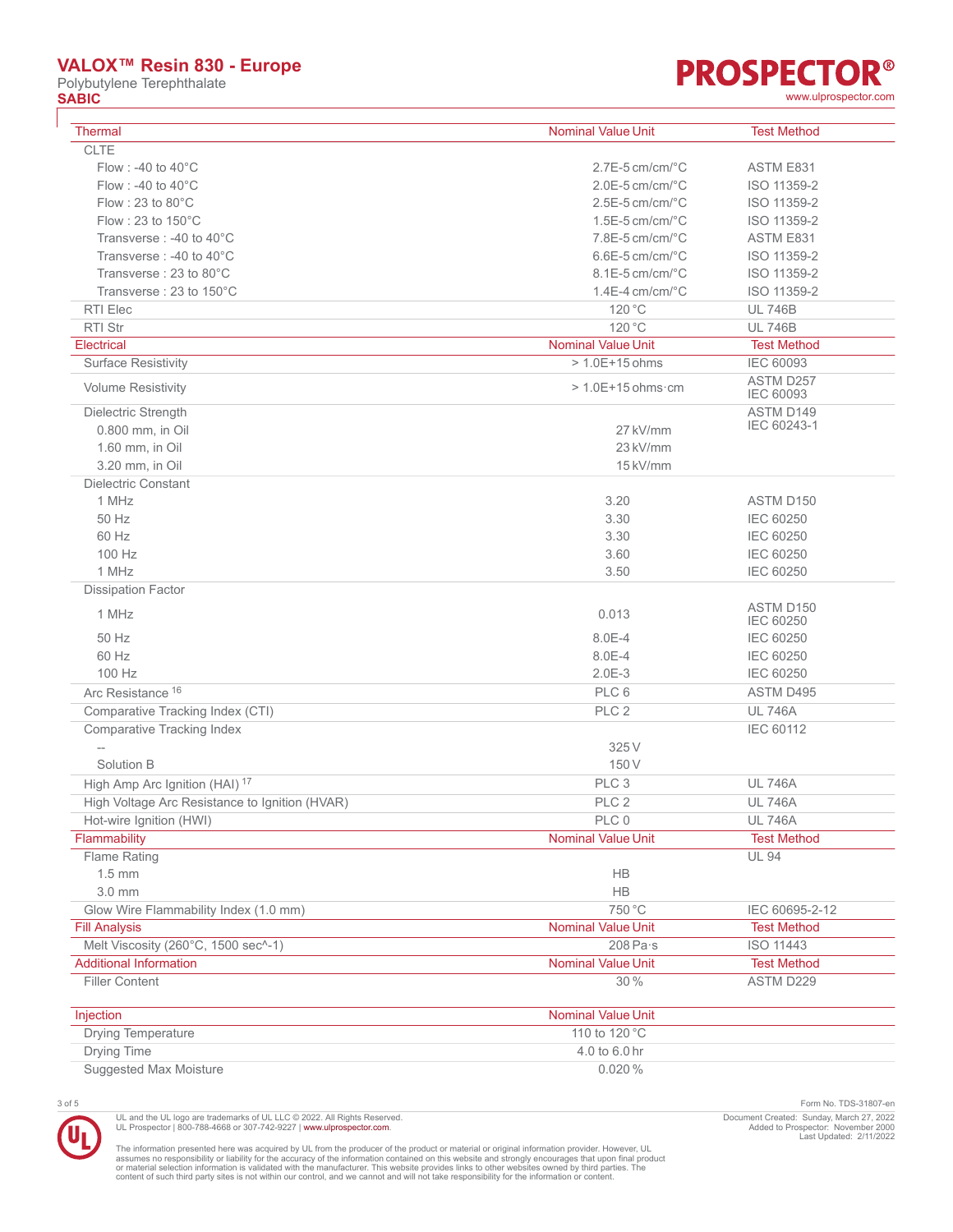# VALOX™ Resin 830 - Europe

Polybutylene Terephthalate

**SABIC**

| Thermal | Nominal Value Unit | Test Method |
|---|---|---|
| CLTE | | |
| Flow : -40 to 40°C | 2.7E-5 cm/cm/°C | ASTM E831 |
| Flow : -40 to 40°C | 2.0E-5 cm/cm/°C | ISO 11359-2 |
| Flow : 23 to 80°C | 2.5E-5 cm/cm/°C | ISO 11359-2 |
| Flow : 23 to 150°C | 1.5E-5 cm/cm/°C | ISO 11359-2 |
| Transverse : -40 to 40°C | 7.8E-5 cm/cm/°C | ASTM E831 |
| Transverse : -40 to 40°C | 6.6E-5 cm/cm/°C | ISO 11359-2 |
| Transverse : 23 to 80°C | 8.1E-5 cm/cm/°C | ISO 11359-2 |
| Transverse : 23 to 150°C | 1.4E-4 cm/cm/°C | ISO 11359-2 |
| RTI Elec | 120 °C | UL 746B |
| RTI Str | 120 °C | UL 746B |

| Electrical | Nominal Value Unit | Test Method |
|---|---|---|
| Surface Resistivity | > 1.0E+15 ohms | IEC 60093 |
| Volume Resistivity | > 1.0E+15 ohms·cm | ASTM D257<br>IEC 60093 |
| Dielectric Strength | | ASTM D149<br>IEC 60243-1 |
| 0.800 mm, in Oil | 27 kV/mm | |
| 1.60 mm, in Oil | 23 kV/mm | |
| 3.20 mm, in Oil | 15 kV/mm | |
| Dielectric Constant | | |
| 1 MHz | 3.20 | ASTM D150 |
| 50 Hz | 3.30 | IEC 60250 |
| 60 Hz | 3.30 | IEC 60250 |
| 100 Hz | 3.60 | IEC 60250 |
| 1 MHz | 3.50 | IEC 60250 |
| Dissipation Factor | | |
| 1 MHz | 0.013 | ASTM D150<br>IEC 60250 |
| 50 Hz | 8.0E-4 | IEC 60250 |
| 60 Hz | 8.0E-4 | IEC 60250 |
| 100 Hz | 2.0E-3 | IEC 60250 |
| Arc Resistance [16] | PLC 6 | ASTM D495 |
| Comparative Tracking Index (CTI) | PLC 2 | UL 746A |
| Comparative Tracking Index | | IEC 60112 |
| -- | 325 V | |
| Solution B | 150 V | |
| High Amp Arc Ignition (HAI) [17] | PLC 3 | UL 746A |
| High Voltage Arc Resistance to Ignition (HVAR) | PLC 2 | UL 746A |
| Hot-wire Ignition (HWI) | PLC 0 | UL 746A |

| Flammability | Nominal Value Unit | Test Method |
|---|---|---|
| Flame Rating | | UL 94 |
| 1.5 mm | HB | |
| 3.0 mm | HB | |
| Glow Wire Flammability Index (1.0 mm) | 750 °C | IEC 60695-2-12 |

| Fill Analysis | Nominal Value Unit | Test Method |
|---|---|---|
| Melt Viscosity (260°C, 1500 sec^-1) | 208 Pa·s | ISO 11443 |

| Additional Information | Nominal Value Unit | Test Method |
|---|---|---|
| Filler Content | 30 % | ASTM D229 |

| Injection | Nominal Value Unit |
|---|---|
| Drying Temperature | 110 to 120 °C |
| Drying Time | 4.0 to 6.0 hr |
| Suggested Max Moisture | 0.020 % |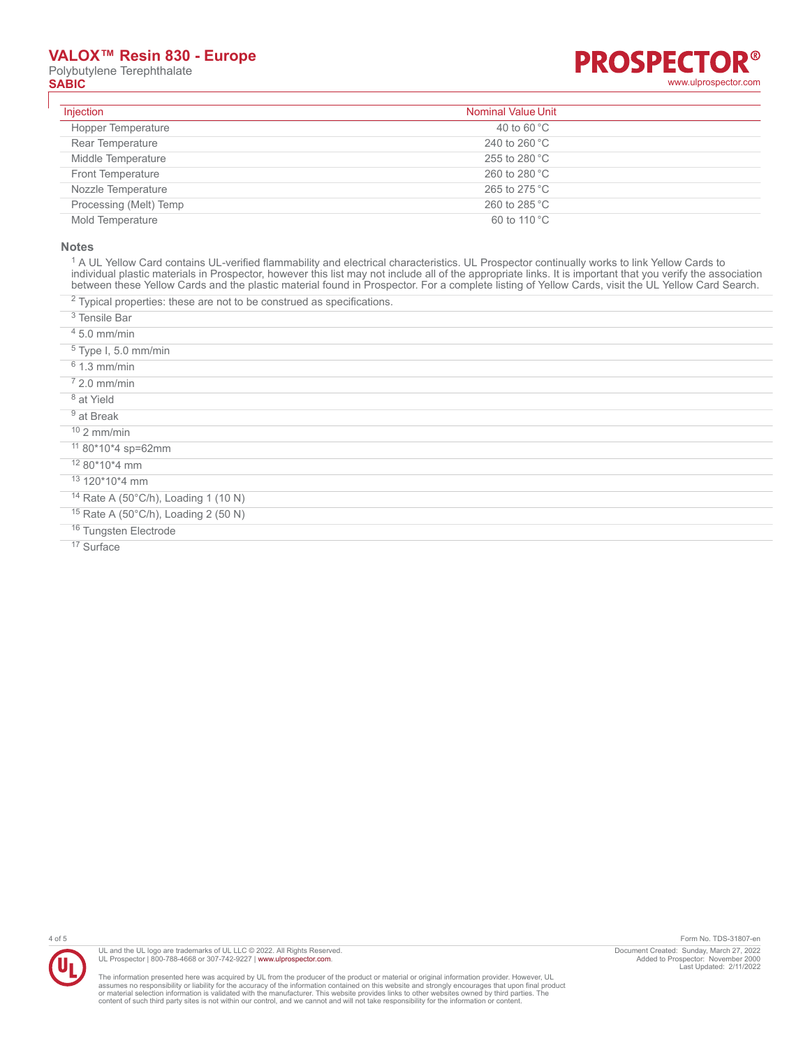| Injection | Nominal Value | Unit |
| --- | --- | --- |
| Hopper Temperature | 40 to 60 | °C |
| Rear Temperature | 240 to 260 | °C |
| Middle Temperature | 255 to 280 | °C |
| Front Temperature | 260 to 280 | °C |
| Nozzle Temperature | 265 to 275 | °C |
| Processing (Melt) Temp | 260 to 285 | °C |
| Mold Temperature | 60 to 110 | °C |

## Notes

[1] A UL Yellow Card contains UL-verified flammability and electrical characteristics. UL Prospector continually works to link Yellow Cards to individual plastic materials in Prospector, however this list may not include all of the appropriate links. It is important that you verify the association between these Yellow Cards and the plastic material found in Prospector. For a complete listing of Yellow Cards, visit the UL Yellow Card Search.

[2] Typical properties: these are not to be construed as specifications.

[3] Tensile Bar

[4] 5.0 mm/min

[5] Type I, 5.0 mm/min

[6] 1.3 mm/min

[7] 2.0 mm/min

[8] at Yield

[9] at Break

[10] 2 mm/min

[11] 80*10*4 sp=62mm

[12] 80*10*4 mm

[13] 120*10*4 mm

[14] Rate A (50°C/h), Loading 1 (10 N)

[15] Rate A (50°C/h), Loading 2 (50 N)

[16] Tungsten Electrode

[17] Surface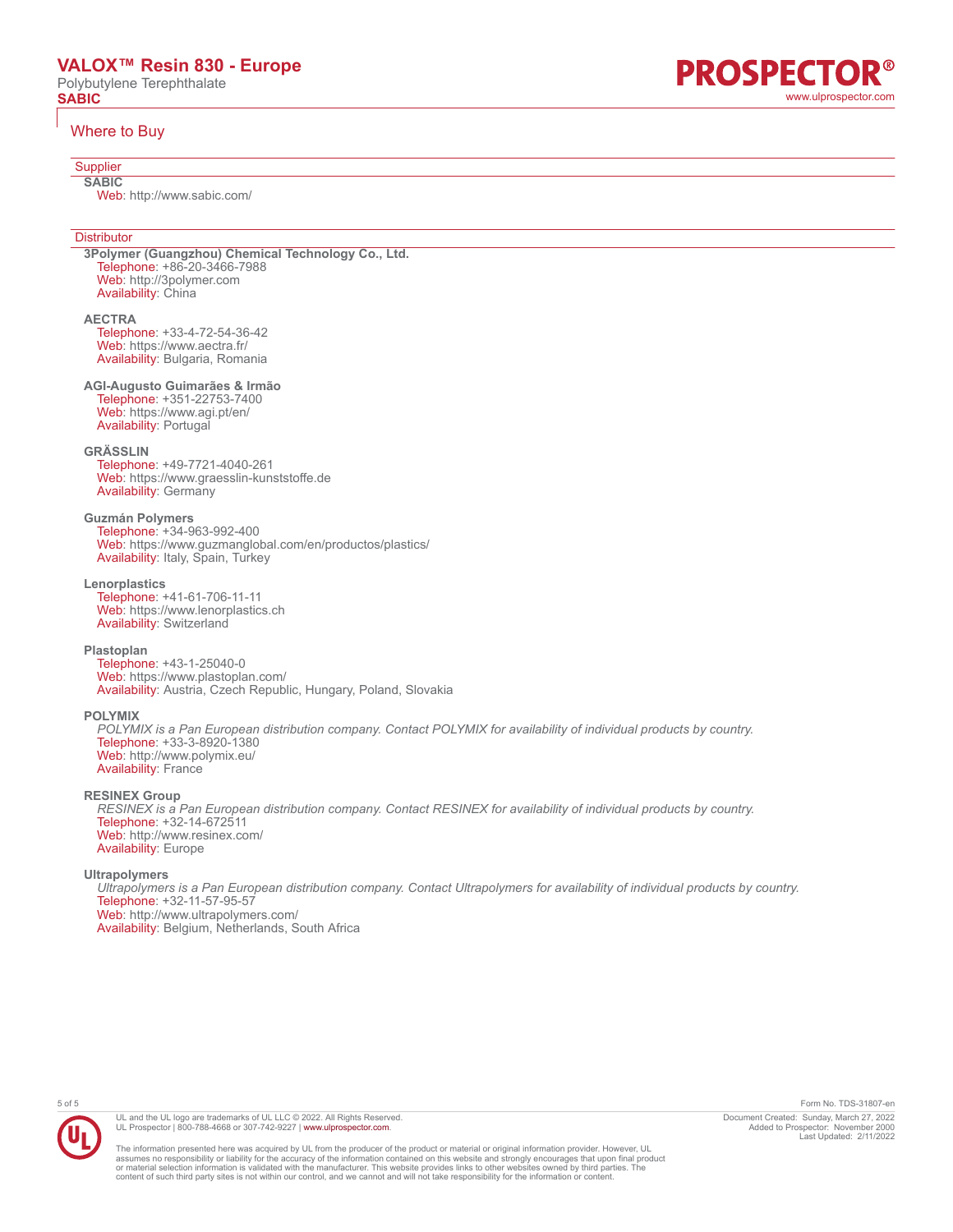## Where to Buy

### Supplier

**SABIC**
Web: http://www.sabic.com/

### Distributor

**3Polymer (Guangzhou) Chemical Technology Co., Ltd.**
Telephone: +86-20-3466-7988
Web: http://3polymer.com
Availability: China

**AECTRA**
Telephone: +33-4-72-54-36-42
Web: https://www.aectra.fr/
Availability: Bulgaria, Romania

**AGI-Augusto Guimarães & Irmão**
Telephone: +351-22753-7400
Web: https://www.agi.pt/en/
Availability: Portugal

**GRÄSSLIN**
Telephone: +49-7721-4040-261
Web: https://www.graesslin-kunststoffe.de
Availability: Germany

**Guzmán Polymers**
Telephone: +34-963-992-400
Web: https://www.guzmanglobal.com/en/productos/plastics/
Availability: Italy, Spain, Turkey

**Lenorplastics**
Telephone: +41-61-706-11-11
Web: https://www.lenorplastics.ch
Availability: Switzerland

**Plastoplan**
Telephone: +43-1-25040-0
Web: https://www.plastoplan.com/
Availability: Austria, Czech Republic, Hungary, Poland, Slovakia

**POLYMIX**
*POLYMIX is a Pan European distribution company. Contact POLYMIX for availability of individual products by country.*
Telephone: +33-3-8920-1380
Web: http://www.polymix.eu/
Availability: France

**RESINEX Group**
*RESINEX is a Pan European distribution company. Contact RESINEX for availability of individual products by country.*
Telephone: +32-14-672511
Web: http://www.resinex.com/
Availability: Europe

**Ultrapolymers**
*Ultrapolymers is a Pan European distribution company. Contact Ultrapolymers for availability of individual products by country.*
Telephone: +32-11-57-95-57
Web: http://www.ultrapolymers.com/
Availability: Belgium, Netherlands, South Africa